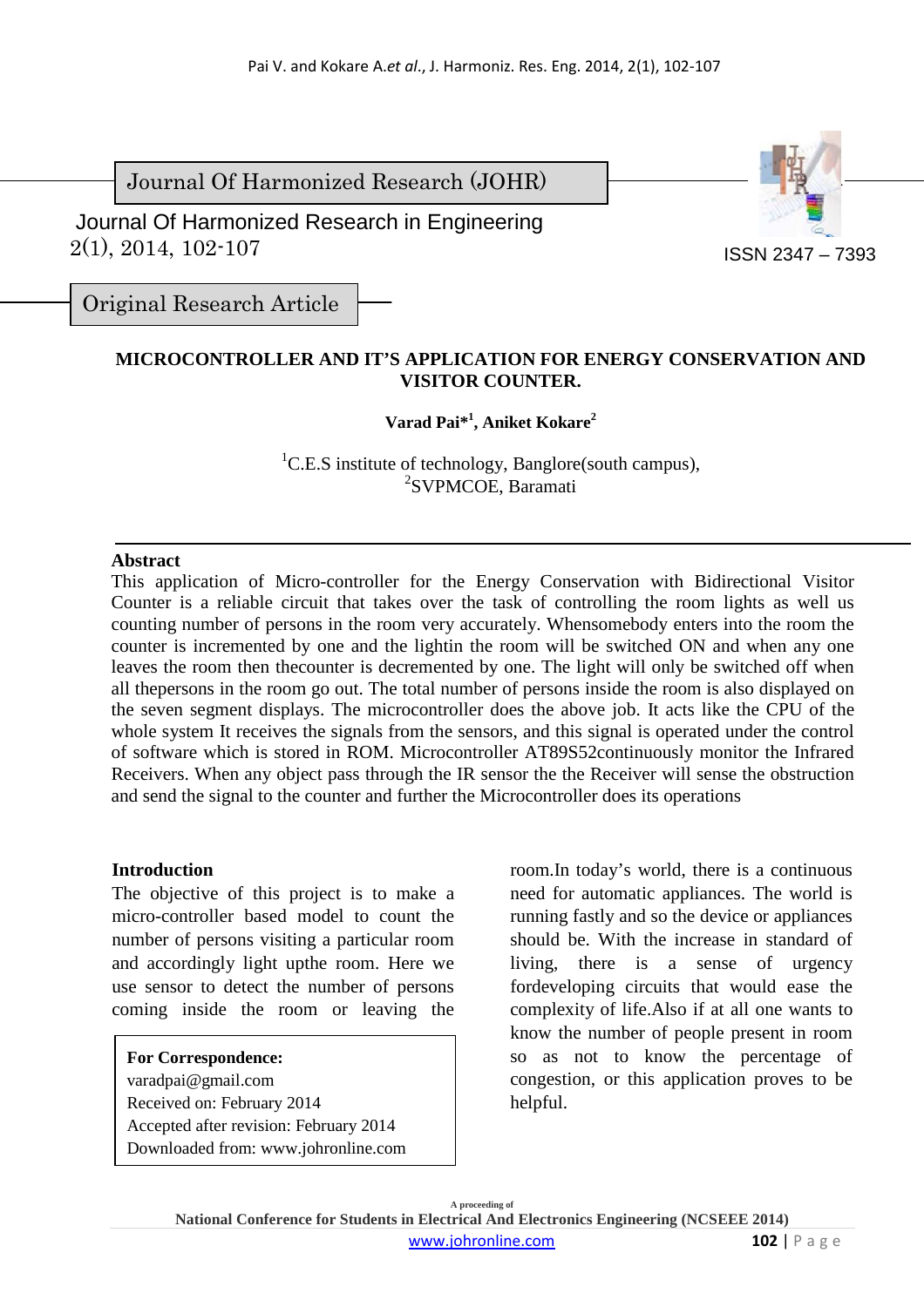Journal Of Harmonized Research (JOHR)

Journal Of Harmonized Research in Engineering
2(1), 2014, 102-107

ISSN 2347 – 7393

Original Research Article

# MICROCONTROLLER AND IT'S APPLICATION FOR ENERGY CONSERVATION AND VISITOR COUNTER.

**Varad Pai*[1], Aniket Kokare[2]**

[1]C.E.S institute of technology, Banglore(south campus),
[2]SVPMCOE, Baramati

## Abstract

This application of Micro-controller for the Energy Conservation with Bidirectional Visitor Counter is a reliable circuit that takes over the task of controlling the room lights as well us counting number of persons in the room very accurately. Whensomebody enters into the room the counter is incremented by one and the lightin the room will be switched ON and when any one leaves the room then thecounter is decremented by one. The light will only be switched off when all thepersons in the room go out. The total number of persons inside the room is also displayed on the seven segment displays. The microcontroller does the above job. It acts like the CPU of the whole system It receives the signals from the sensors, and this signal is operated under the control of software which is stored in ROM. Microcontroller AT89S52continuously monitor the Infrared Receivers. When any object pass through the IR sensor the the Receiver will sense the obstruction and send the signal to the counter and further the Microcontroller does its operations

## Introduction

The objective of this project is to make a micro-controller based model to count the number of persons visiting a particular room and accordingly light upthe room. Here we use sensor to detect the number of persons coming inside the room or leaving the room.In today's world, there is a continuous need for automatic appliances. The world is running fastly and so the device or appliances should be. With the increase in standard of living, there is a sense of urgency fordeveloping circuits that would ease the complexity of life.Also if at all one wants to know the number of people present in room so as not to know the percentage of congestion, or this application proves to be helpful.

**For Correspondence:**
varadpai@gmail.com
Received on: February 2014
Accepted after revision: February 2014
Downloaded from: www.johronline.com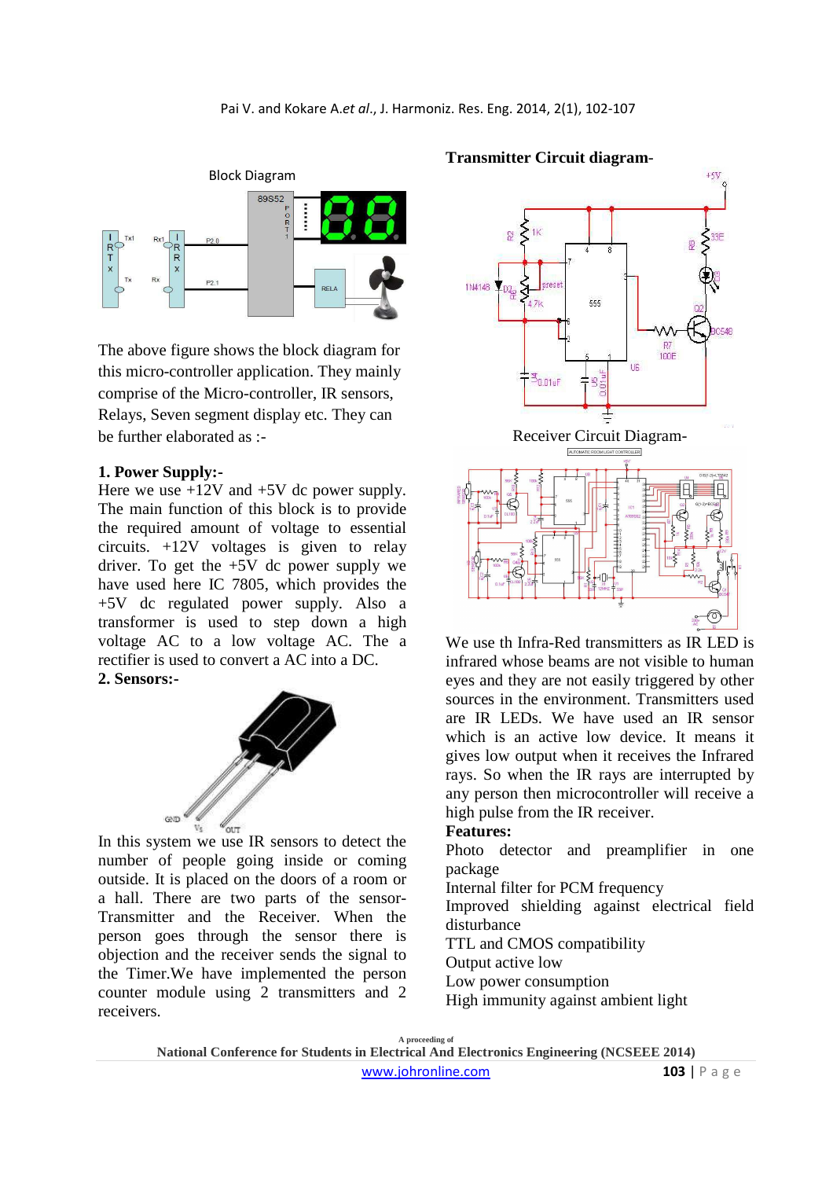Block Diagram

The above figure shows the block diagram for this micro-controller application. They mainly comprise of the Micro-controller, IR sensors, Relays, Seven segment display etc. They can be further elaborated as :-

**1. Power Supply:-**

Here we use +12V and +5V dc power supply. The main function of this block is to provide the required amount of voltage to essential circuits. +12V voltages is given to relay driver. To get the +5V dc power supply we have used here IC 7805, which provides the +5V dc regulated power supply. Also a transformer is used to step down a high voltage AC to a low voltage AC. The a rectifier is used to convert a AC into a DC.

**2. Sensors:-**

In this system we use IR sensors to detect the number of people going inside or coming outside. It is placed on the doors of a room or a hall. There are two parts of the sensor- Transmitter and the Receiver. When the person goes through the sensor there is objection and the receiver sends the signal to the Timer.We have implemented the person counter module using 2 transmitters and 2 receivers.

**Transmitter Circuit diagram-**

Receiver Circuit Diagram-

We use th Infra-Red transmitters as IR LED is infrared whose beams are not visible to human eyes and they are not easily triggered by other sources in the environment. Transmitters used are IR LEDs. We have used an IR sensor which is an active low device. It means it gives low output when it receives the Infrared rays. So when the IR rays are interrupted by any person then microcontroller will receive a high pulse from the IR receiver.

**Features:**

Photo detector and preamplifier in one package
Internal filter for PCM frequency
Improved shielding against electrical field disturbance
TTL and CMOS compatibility
Output active low
Low power consumption
High immunity against ambient light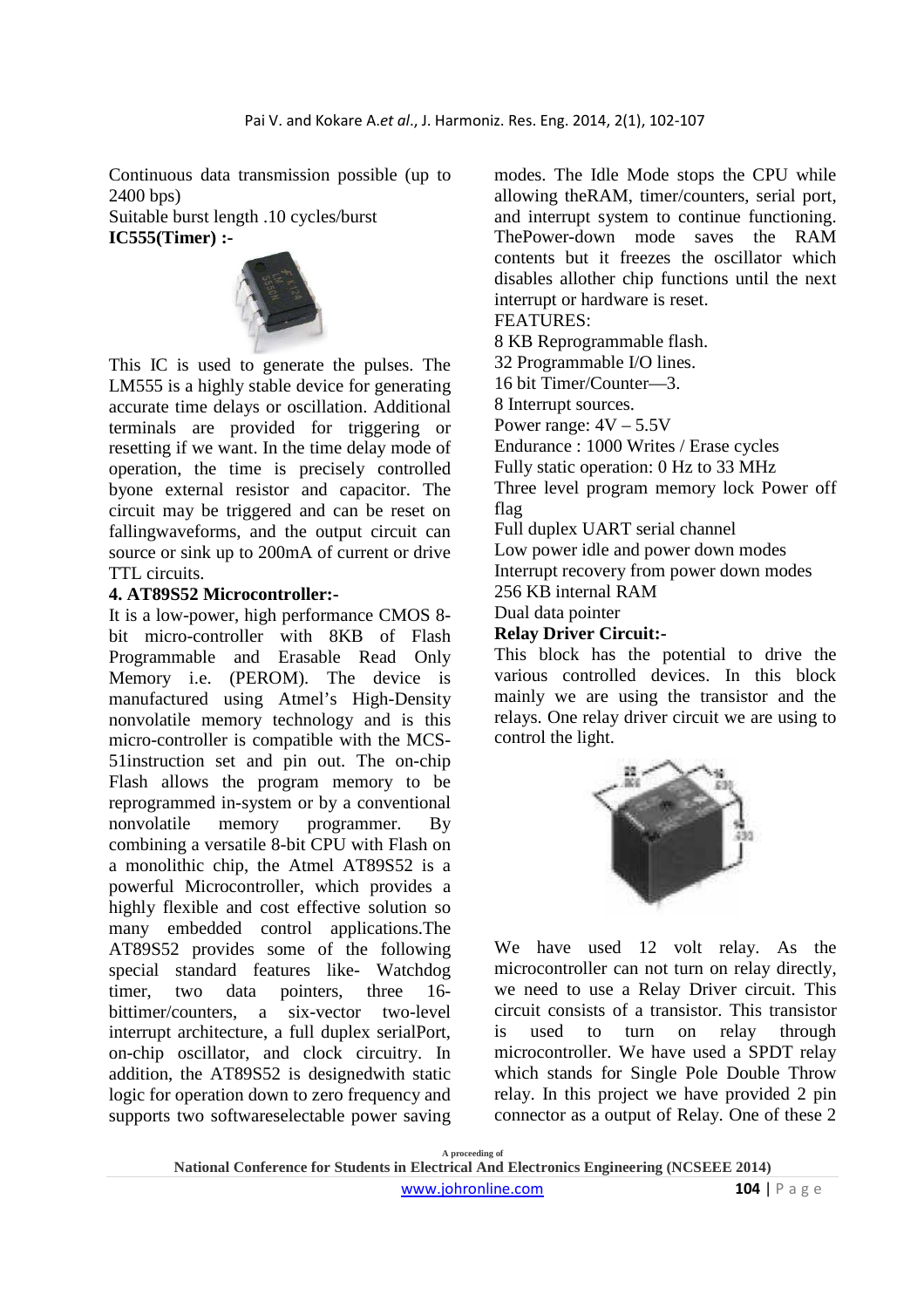Continuous data transmission possible (up to 2400 bps)

Suitable burst length .10 cycles/burst

**IC555(Timer) :-**

This IC is used to generate the pulses. The LM555 is a highly stable device for generating accurate time delays or oscillation. Additional terminals are provided for triggering or resetting if we want. In the time delay mode of operation, the time is precisely controlled byone external resistor and capacitor. The circuit may be triggered and can be reset on fallingwaveforms, and the output circuit can source or sink up to 200mA of current or drive TTL circuits.

**4. AT89S52 Microcontroller:-**

It is a low-power, high performance CMOS 8-bit micro-controller with 8KB of Flash Programmable and Erasable Read Only Memory i.e. (PEROM). The device is manufactured using Atmel's High-Density nonvolatile memory technology and is this micro-controller is compatible with the MCS-51instruction set and pin out. The on-chip Flash allows the program memory to be reprogrammed in-system or by a conventional nonvolatile memory programmer. By combining a versatile 8-bit CPU with Flash on a monolithic chip, the Atmel AT89S52 is a powerful Microcontroller, which provides a highly flexible and cost effective solution so many embedded control applications.The AT89S52 provides some of the following special standard features like- Watchdog timer, two data pointers, three 16-bittimer/counters, a six-vector two-level interrupt architecture, a full duplex serialPort, on-chip oscillator, and clock circuitry. In addition, the AT89S52 is designedwith static logic for operation down to zero frequency and supports two softwareselectable power saving modes. The Idle Mode stops the CPU while allowing theRAM, timer/counters, serial port, and interrupt system to continue functioning. ThePower-down mode saves the RAM contents but it freezes the oscillator which disables allother chip functions until the next interrupt or hardware is reset.

FEATURES:

8 KB Reprogrammable flash.

32 Programmable I/O lines.

16 bit Timer/Counter—3.

8 Interrupt sources.

Power range: 4V – 5.5V

Endurance : 1000 Writes / Erase cycles

Fully static operation: 0 Hz to 33 MHz

Three level program memory lock Power off flag

Full duplex UART serial channel

Low power idle and power down modes

Interrupt recovery from power down modes

256 KB internal RAM

Dual data pointer

**Relay Driver Circuit:-**

This block has the potential to drive the various controlled devices. In this block mainly we are using the transistor and the relays. One relay driver circuit we are using to control the light.

We have used 12 volt relay. As the microcontroller can not turn on relay directly, we need to use a Relay Driver circuit. This circuit consists of a transistor. This transistor is used to turn on relay through microcontroller. We have used a SPDT relay which stands for Single Pole Double Throw relay. In this project we have provided 2 pin connector as a output of Relay. One of these 2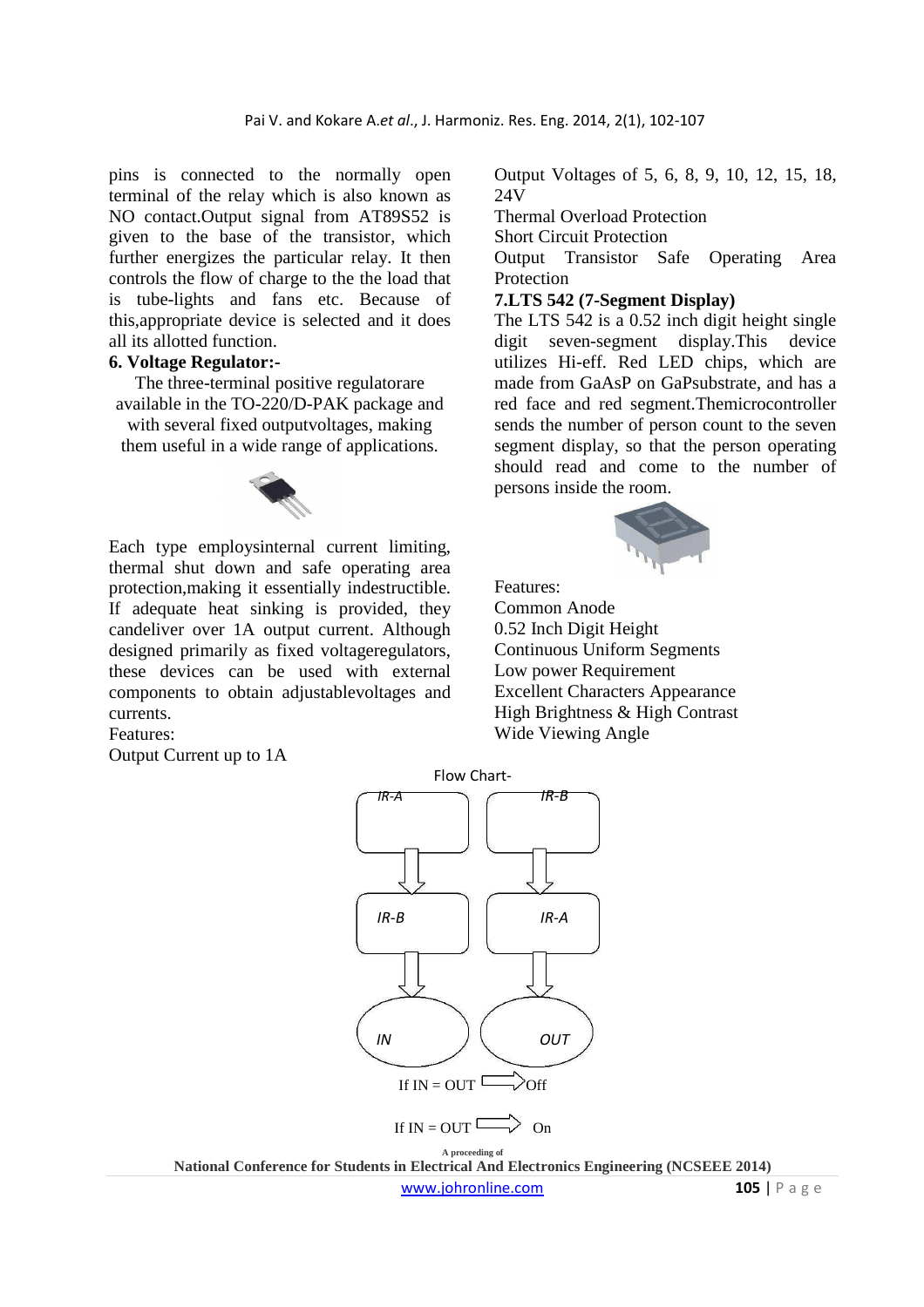pins is connected to the normally open terminal of the relay which is also known as NO contact.Output signal from AT89S52 is given to the base of the transistor, which further energizes the particular relay. It then controls the flow of charge to the the load that is tube-lights and fans etc. Because of this,appropriate device is selected and it does all its allotted function.

**6. Voltage Regulator:-**

The three-terminal positive regulatorare available in the TO-220/D-PAK package and with several fixed outputvoltages, making them useful in a wide range of applications.

Each type employsinternal current limiting, thermal shut down and safe operating area protection,making it essentially indestructible. If adequate heat sinking is provided, they candeliver over 1A output current. Although designed primarily as fixed voltageregulators, these devices can be used with external components to obtain adjustablevoltages and currents.

Features:

Output Current up to 1A

Output Voltages of 5, 6, 8, 9, 10, 12, 15, 18, 24V

Thermal Overload Protection

Short Circuit Protection

Output Transistor Safe Operating Area Protection

**7.LTS 542 (7-Segment Display)**

The LTS 542 is a 0.52 inch digit height single digit seven-segment display.This device utilizes Hi-eff. Red LED chips, which are made from GaAsP on GaPsubstrate, and has a red face and red segment.Themicrocontroller sends the number of person count to the seven segment display, so that the person operating should read and come to the number of persons inside the room.

Features:

Common Anode

0.52 Inch Digit Height

Continuous Uniform Segments

Low power Requirement

Excellent Characters Appearance

High Brightness & High Contrast

Wide Viewing Angle

Flow Chart-

IR-A → IR-B → IN

IR-B → IR-A → OUT

If IN = OUT ⇒ Off

If IN = OUT ⇒ On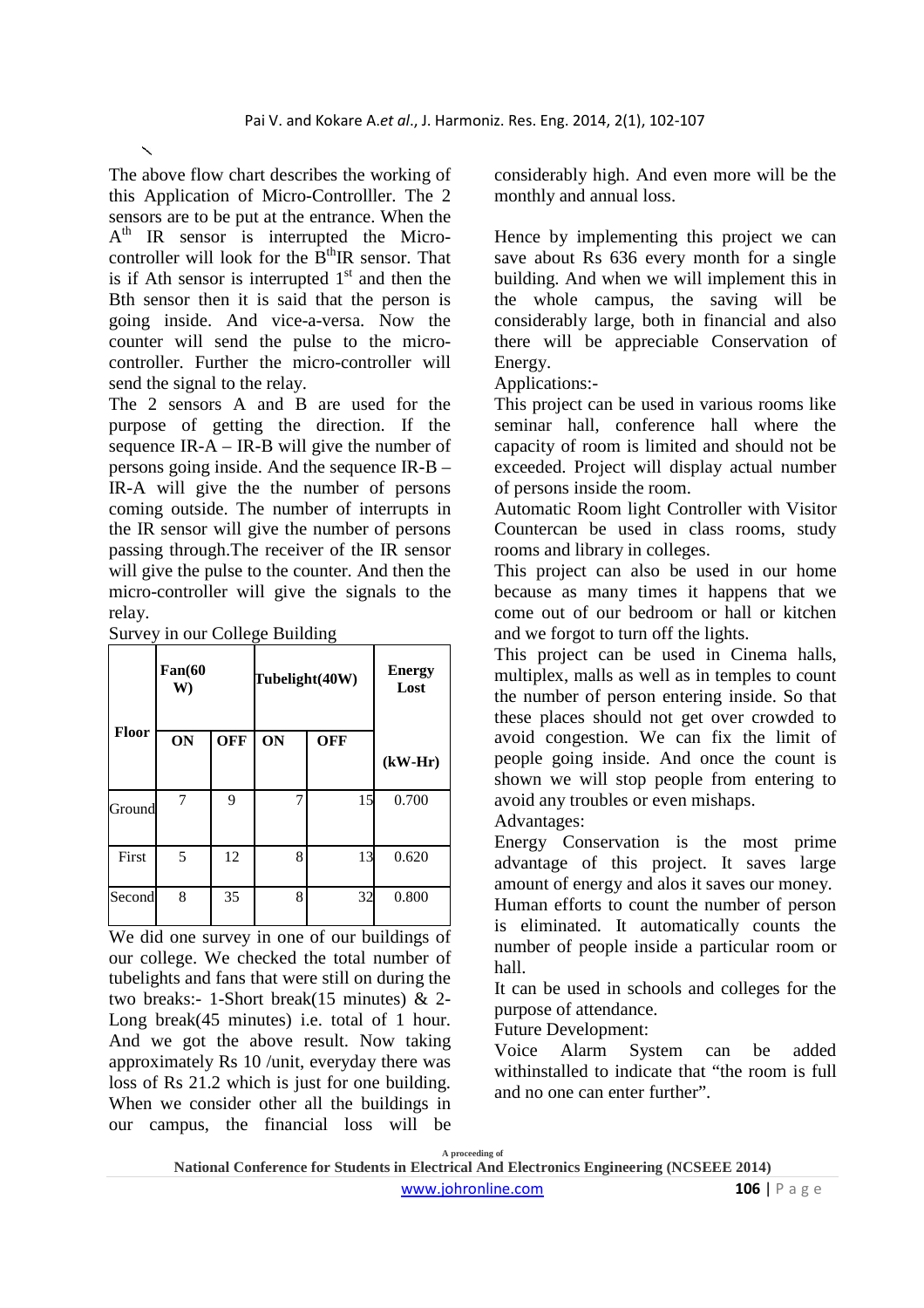The above flow chart describes the working of this Application of Micro-Controlller. The 2 sensors are to be put at the entrance. When the A$^{th}$ IR sensor is interrupted the Micro-controller will look for the B$^{th}$IR sensor. That is if Ath sensor is interrupted 1$^{st}$ and then the Bth sensor then it is said that the person is going inside. And vice-a-versa. Now the counter will send the pulse to the micro-controller. Further the micro-controller will send the signal to the relay.

The 2 sensors A and B are used for the purpose of getting the direction. If the sequence IR-A – IR-B will give the number of persons going inside. And the sequence IR-B – IR-A will give the the number of persons coming outside. The number of interrupts in the IR sensor will give the number of persons passing through.The receiver of the IR sensor will give the pulse to the counter. And then the micro-controller will give the signals to the relay.

Survey in our College Building

| Floor | Fan(60 W) | | Tubelight(40W) | | Energy Lost |
|---|---|---|---|---|---|
| | ON | OFF | ON | OFF | (kW-Hr) |
| Ground | 7 | 9 | 7 | 15 | 0.700 |
| First | 5 | 12 | 8 | 13 | 0.620 |
| Second | 8 | 35 | 8 | 32 | 0.800 |

We did one survey in one of our buildings of our college. We checked the total number of tubelights and fans that were still on during the two breaks:- 1-Short break(15 minutes) & 2-Long break(45 minutes) i.e. total of 1 hour. And we got the above result. Now taking approximately Rs 10 /unit, everyday there was loss of Rs 21.2 which is just for one building. When we consider other all the buildings in our campus, the financial loss will be considerably high. And even more will be the monthly and annual loss.

Hence by implementing this project we can save about Rs 636 every month for a single building. And when we will implement this in the whole campus, the saving will be considerably large, both in financial and also there will be appreciable Conservation of Energy.

Applications:-

This project can be used in various rooms like seminar hall, conference hall where the capacity of room is limited and should not be exceeded. Project will display actual number of persons inside the room.

Automatic Room light Controller with Visitor Countercan be used in class rooms, study rooms and library in colleges.

This project can also be used in our home because as many times it happens that we come out of our bedroom or hall or kitchen and we forgot to turn off the lights.

This project can be used in Cinema halls, multiplex, malls as well as in temples to count the number of person entering inside. So that these places should not get over crowded to avoid congestion. We can fix the limit of people going inside. And once the count is shown we will stop people from entering to avoid any troubles or even mishaps.

Advantages:

Energy Conservation is the most prime advantage of this project. It saves large amount of energy and alos it saves our money.

Human efforts to count the number of person is eliminated. It automatically counts the number of people inside a particular room or hall.

It can be used in schools and colleges for the purpose of attendance.

Future Development:

Voice Alarm System can be added withinstalled to indicate that "the room is full and no one can enter further".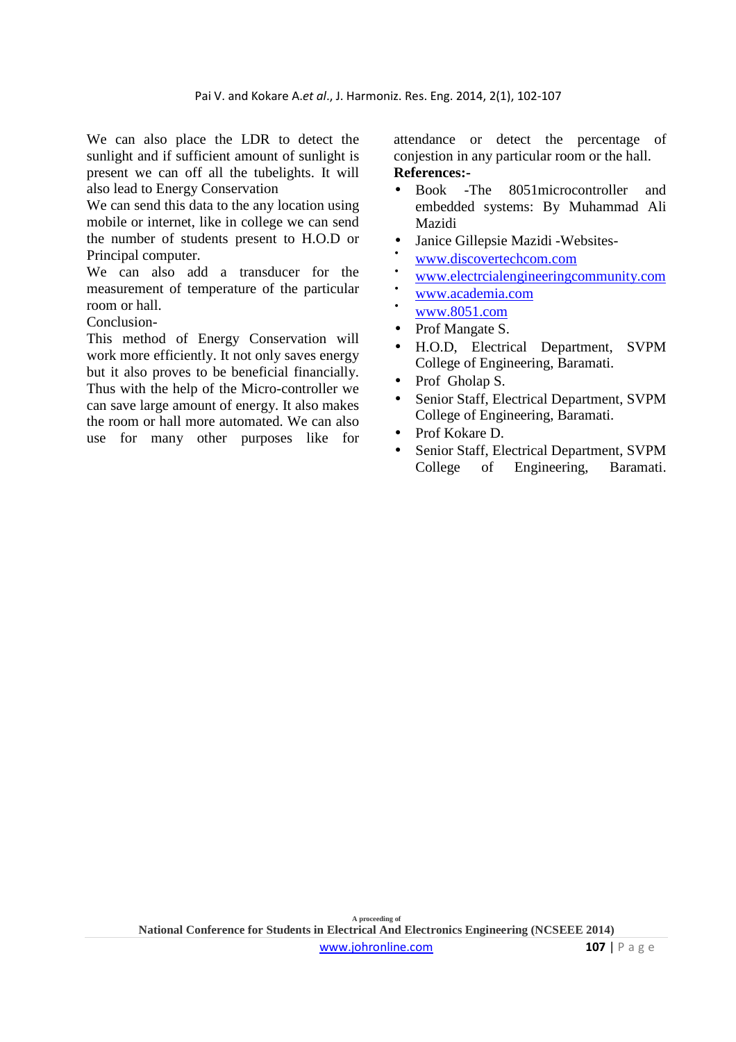We can also place the LDR to detect the sunlight and if sufficient amount of sunlight is present we can off all the tubelights. It will also lead to Energy Conservation

We can send this data to the any location using mobile or internet, like in college we can send the number of students present to H.O.D or Principal computer.

We can also add a transducer for the measurement of temperature of the particular room or hall.

Conclusion-

This method of Energy Conservation will work more efficiently. It not only saves energy but it also proves to be beneficial financially. Thus with the help of the Micro-controller we can save large amount of energy. It also makes the room or hall more automated. We can also use for many other purposes like for attendance or detect the percentage of conjestion in any particular room or the hall.

**References:-**

- Book -The 8051microcontroller and embedded systems: By Muhammad Ali Mazidi
- Janice Gillepsie Mazidi -Websites-
- www.discovertechcom.com
- www.electrcialengineeringcommunity.com
- www.academia.com
- www.8051.com
- Prof Mangate S.
- H.O.D, Electrical Department, SVPM College of Engineering, Baramati.
- Prof Gholap S.
- Senior Staff, Electrical Department, SVPM College of Engineering, Baramati.
- Prof Kokare D.
- Senior Staff, Electrical Department, SVPM College of Engineering, Baramati.